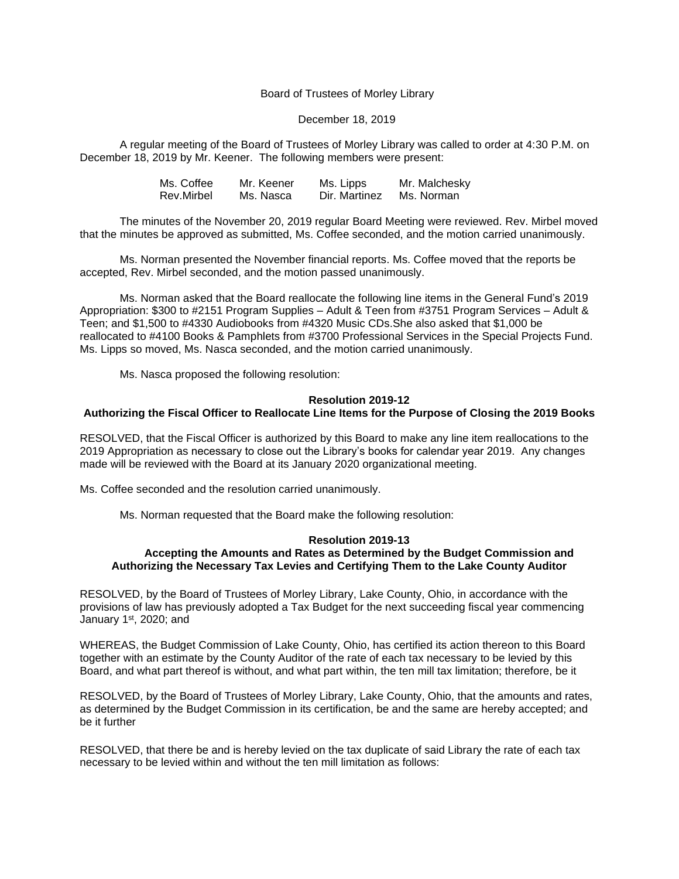Board of Trustees of Morley Library

December 18, 2019

A regular meeting of the Board of Trustees of Morley Library was called to order at 4:30 P.M. on December 18, 2019 by Mr. Keener. The following members were present:

| | | | |
|---|---|---|---|
| Ms. Coffee | Mr. Keener | Ms. Lipps | Mr. Malchesky |
| Rev.Mirbel | Ms. Nasca | Dir. Martinez | Ms. Norman |

The minutes of the November 20, 2019 regular Board Meeting were reviewed. Rev. Mirbel moved that the minutes be approved as submitted, Ms. Coffee seconded, and the motion carried unanimously.

Ms. Norman presented the November financial reports. Ms. Coffee moved that the reports be accepted, Rev. Mirbel seconded, and the motion passed unanimously.

Ms. Norman asked that the Board reallocate the following line items in the General Fund's 2019 Appropriation: $300 to #2151 Program Supplies – Adult & Teen from #3751 Program Services – Adult & Teen; and $1,500 to #4330 Audiobooks from #4320 Music CDs.She also asked that $1,000 be reallocated to #4100 Books & Pamphlets from #3700 Professional Services in the Special Projects Fund. Ms. Lipps so moved, Ms. Nasca seconded, and the motion carried unanimously.

Ms. Nasca proposed the following resolution:

**Resolution 2019-12**
**Authorizing the Fiscal Officer to Reallocate Line Items for the Purpose of Closing the 2019 Books**

RESOLVED, that the Fiscal Officer is authorized by this Board to make any line item reallocations to the 2019 Appropriation as necessary to close out the Library's books for calendar year 2019. Any changes made will be reviewed with the Board at its January 2020 organizational meeting.

Ms. Coffee seconded and the resolution carried unanimously.

Ms. Norman requested that the Board make the following resolution:

**Resolution 2019-13**
**Accepting the Amounts and Rates as Determined by the Budget Commission and Authorizing the Necessary Tax Levies and Certifying Them to the Lake County Auditor**

RESOLVED, by the Board of Trustees of Morley Library, Lake County, Ohio, in accordance with the provisions of law has previously adopted a Tax Budget for the next succeeding fiscal year commencing January 1st, 2020; and

WHEREAS, the Budget Commission of Lake County, Ohio, has certified its action thereon to this Board together with an estimate by the County Auditor of the rate of each tax necessary to be levied by this Board, and what part thereof is without, and what part within, the ten mill tax limitation; therefore, be it

RESOLVED, by the Board of Trustees of Morley Library, Lake County, Ohio, that the amounts and rates, as determined by the Budget Commission in its certification, be and the same are hereby accepted; and be it further

RESOLVED, that there be and is hereby levied on the tax duplicate of said Library the rate of each tax necessary to be levied within and without the ten mill limitation as follows: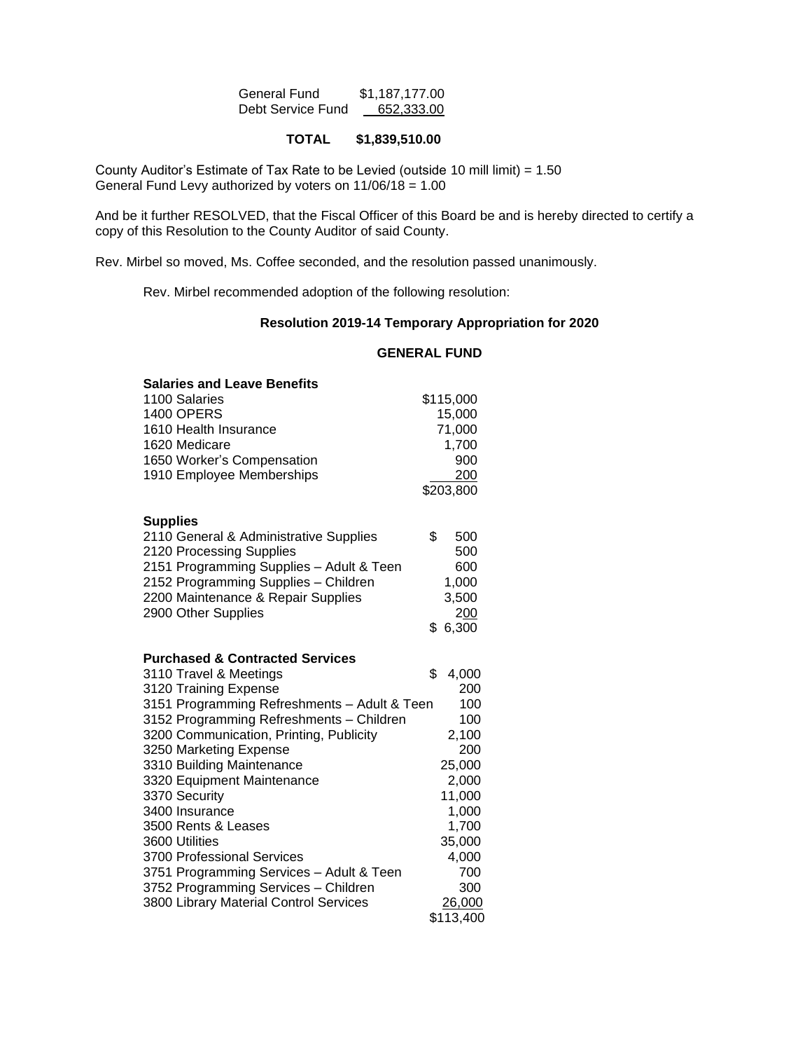| | |
|---|---|
| General Fund | $1,187,177.00 |
| Debt Service Fund | 652,333.00 |
| **TOTAL** | **$1,839,510.00** |

County Auditor's Estimate of Tax Rate to be Levied (outside 10 mill limit) = 1.50
General Fund Levy authorized by voters on 11/06/18 = 1.00

And be it further RESOLVED, that the Fiscal Officer of this Board be and is hereby directed to certify a copy of this Resolution to the County Auditor of said County.

Rev. Mirbel so moved, Ms. Coffee seconded, and the resolution passed unanimously.

Rev. Mirbel recommended adoption of the following resolution:

**Resolution 2019-14 Temporary Appropriation for 2020**

**GENERAL FUND**

| **Salaries and Leave Benefits** | |
|---|---|
| 1100 Salaries | $115,000 |
| 1400 OPERS | 15,000 |
| 1610 Health Insurance | 71,000 |
| 1620 Medicare | 1,700 |
| 1650 Worker's Compensation | 900 |
| 1910 Employee Memberships | 200 |
| | $203,800 |

| **Supplies** | |
|---|---|
| 2110 General & Administrative Supplies | $ 500 |
| 2120 Processing Supplies | 500 |
| 2151 Programming Supplies – Adult & Teen | 600 |
| 2152 Programming Supplies – Children | 1,000 |
| 2200 Maintenance & Repair Supplies | 3,500 |
| 2900 Other Supplies | 200 |
| | $ 6,300 |

| **Purchased & Contracted Services** | |
|---|---|
| 3110 Travel & Meetings | $ 4,000 |
| 3120 Training Expense | 200 |
| 3151 Programming Refreshments – Adult & Teen | 100 |
| 3152 Programming Refreshments – Children | 100 |
| 3200 Communication, Printing, Publicity | 2,100 |
| 3250 Marketing Expense | 200 |
| 3310 Building Maintenance | 25,000 |
| 3320 Equipment Maintenance | 2,000 |
| 3370 Security | 11,000 |
| 3400 Insurance | 1,000 |
| 3500 Rents & Leases | 1,700 |
| 3600 Utilities | 35,000 |
| 3700 Professional Services | 4,000 |
| 3751 Programming Services – Adult & Teen | 700 |
| 3752 Programming Services – Children | 300 |
| 3800 Library Material Control Services | 26,000 |
| | $113,400 |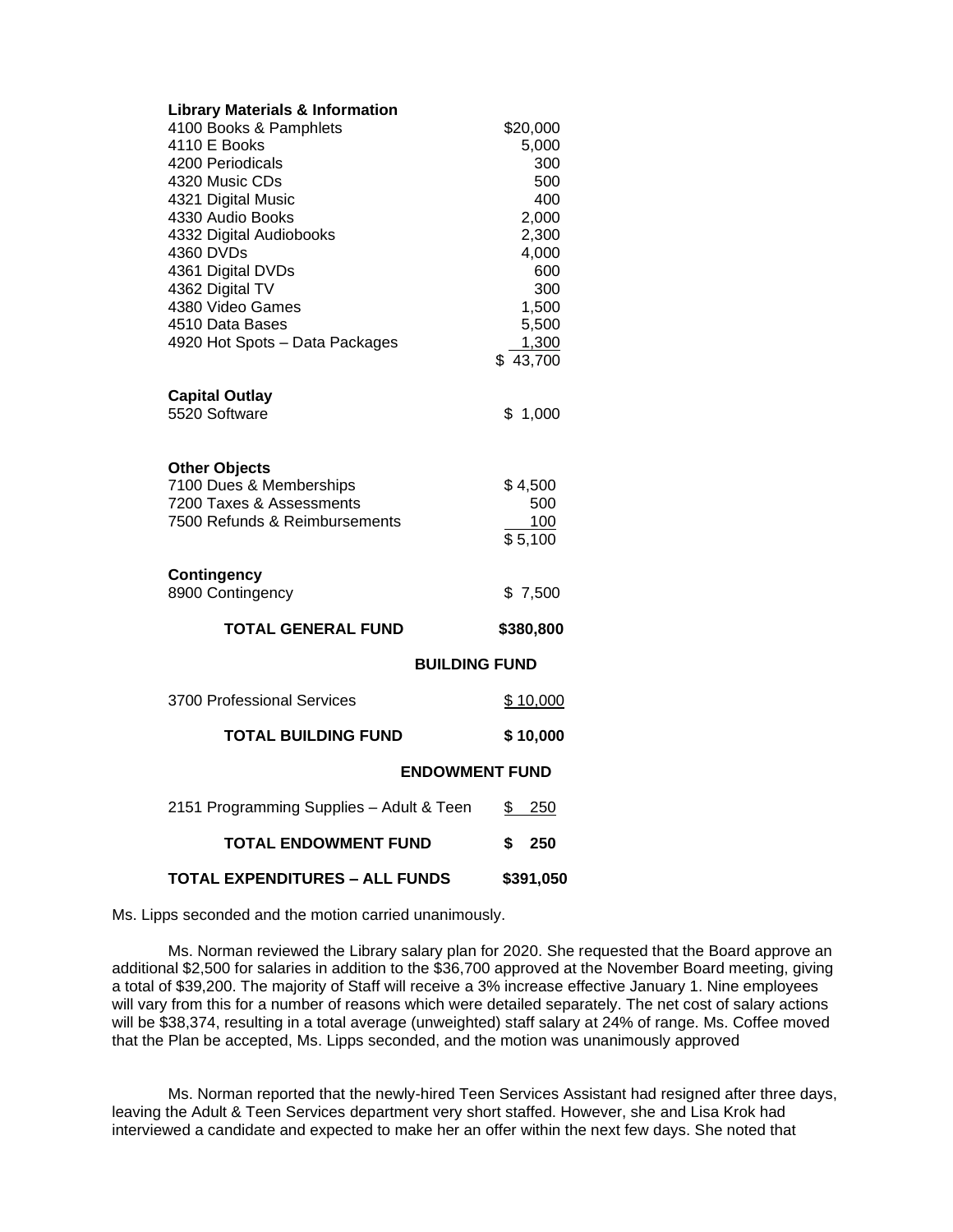**Library Materials & Information**

| | |
|---|---|
| 4100 Books & Pamphlets | $20,000 |
| 4110 E Books | 5,000 |
| 4200 Periodicals | 300 |
| 4320 Music CDs | 500 |
| 4321 Digital Music | 400 |
| 4330 Audio Books | 2,000 |
| 4332 Digital Audiobooks | 2,300 |
| 4360 DVDs | 4,000 |
| 4361 Digital DVDs | 600 |
| 4362 Digital TV | 300 |
| 4380 Video Games | 1,500 |
| 4510 Data Bases | 5,500 |
| 4920 Hot Spots – Data Packages | 1,300 |
| | $ 43,700 |

**Capital Outlay**

| | |
|---|---|
| 5520 Software | $ 1,000 |

**Other Objects**

| | |
|---|---|
| 7100 Dues & Memberships | $ 4,500 |
| 7200 Taxes & Assessments | 500 |
| 7500 Refunds & Reimbursements | 100 |
| | $ 5,100 |

**Contingency**

| | |
|---|---|
| 8900 Contingency | $ 7,500 |

| | |
|---|---|
| **TOTAL GENERAL FUND** | **$380,800** |

**BUILDING FUND**

| | |
|---|---|
| 3700 Professional Services | $ 10,000 |
| **TOTAL BUILDING FUND** | **$ 10,000** |

**ENDOWMENT FUND**

| | |
|---|---|
| 2151 Programming Supplies – Adult & Teen | $ 250 |
| **TOTAL ENDOWMENT FUND** | **$ 250** |
| **TOTAL EXPENDITURES – ALL FUNDS** | **$391,050** |

Ms. Lipps seconded and the motion carried unanimously.

Ms. Norman reviewed the Library salary plan for 2020. She requested that the Board approve an additional $2,500 for salaries in addition to the $36,700 approved at the November Board meeting, giving a total of $39,200. The majority of Staff will receive a 3% increase effective January 1. Nine employees will vary from this for a number of reasons which were detailed separately. The net cost of salary actions will be $38,374, resulting in a total average (unweighted) staff salary at 24% of range. Ms. Coffee moved that the Plan be accepted, Ms. Lipps seconded, and the motion was unanimously approved

Ms. Norman reported that the newly-hired Teen Services Assistant had resigned after three days, leaving the Adult & Teen Services department very short staffed. However, she and Lisa Krok had interviewed a candidate and expected to make her an offer within the next few days. She noted that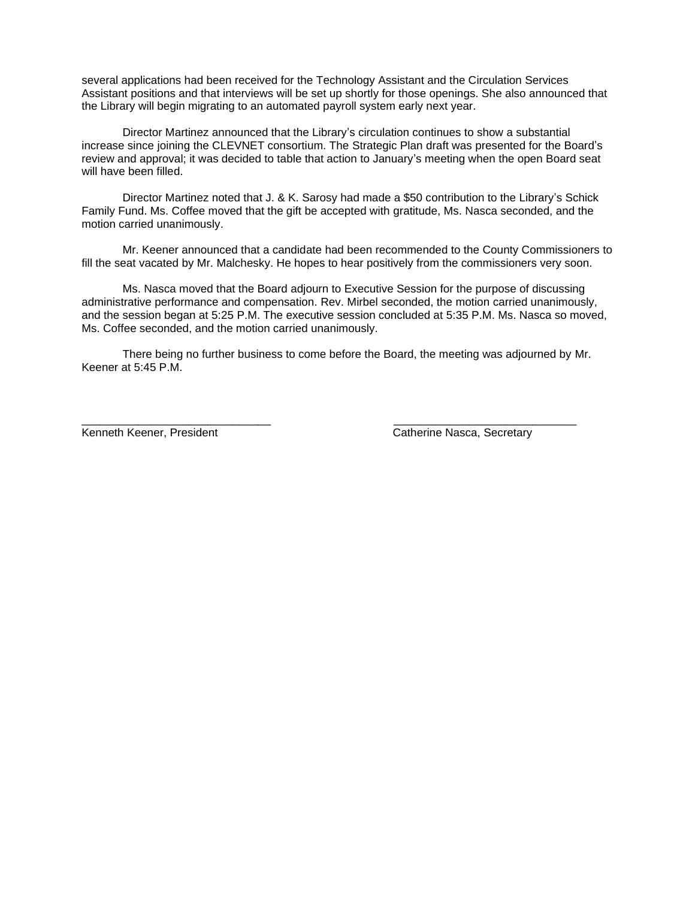several applications had been received for the Technology Assistant and the Circulation Services Assistant positions and that interviews will be set up shortly for those openings. She also announced that the Library will begin migrating to an automated payroll system early next year.

Director Martinez announced that the Library's circulation continues to show a substantial increase since joining the CLEVNET consortium. The Strategic Plan draft was presented for the Board's review and approval; it was decided to table that action to January's meeting when the open Board seat will have been filled.

Director Martinez noted that J. & K. Sarosy had made a $50 contribution to the Library's Schick Family Fund. Ms. Coffee moved that the gift be accepted with gratitude, Ms. Nasca seconded, and the motion carried unanimously.

Mr. Keener announced that a candidate had been recommended to the County Commissioners to fill the seat vacated by Mr. Malchesky. He hopes to hear positively from the commissioners very soon.

Ms. Nasca moved that the Board adjourn to Executive Session for the purpose of discussing administrative performance and compensation. Rev. Mirbel seconded, the motion carried unanimously, and the session began at 5:25 P.M. The executive session concluded at 5:35 P.M. Ms. Nasca so moved, Ms. Coffee seconded, and the motion carried unanimously.

There being no further business to come before the Board, the meeting was adjourned by Mr. Keener at 5:45 P.M.

______________________________ Kenneth Keener, President

______________________________ Catherine Nasca, Secretary